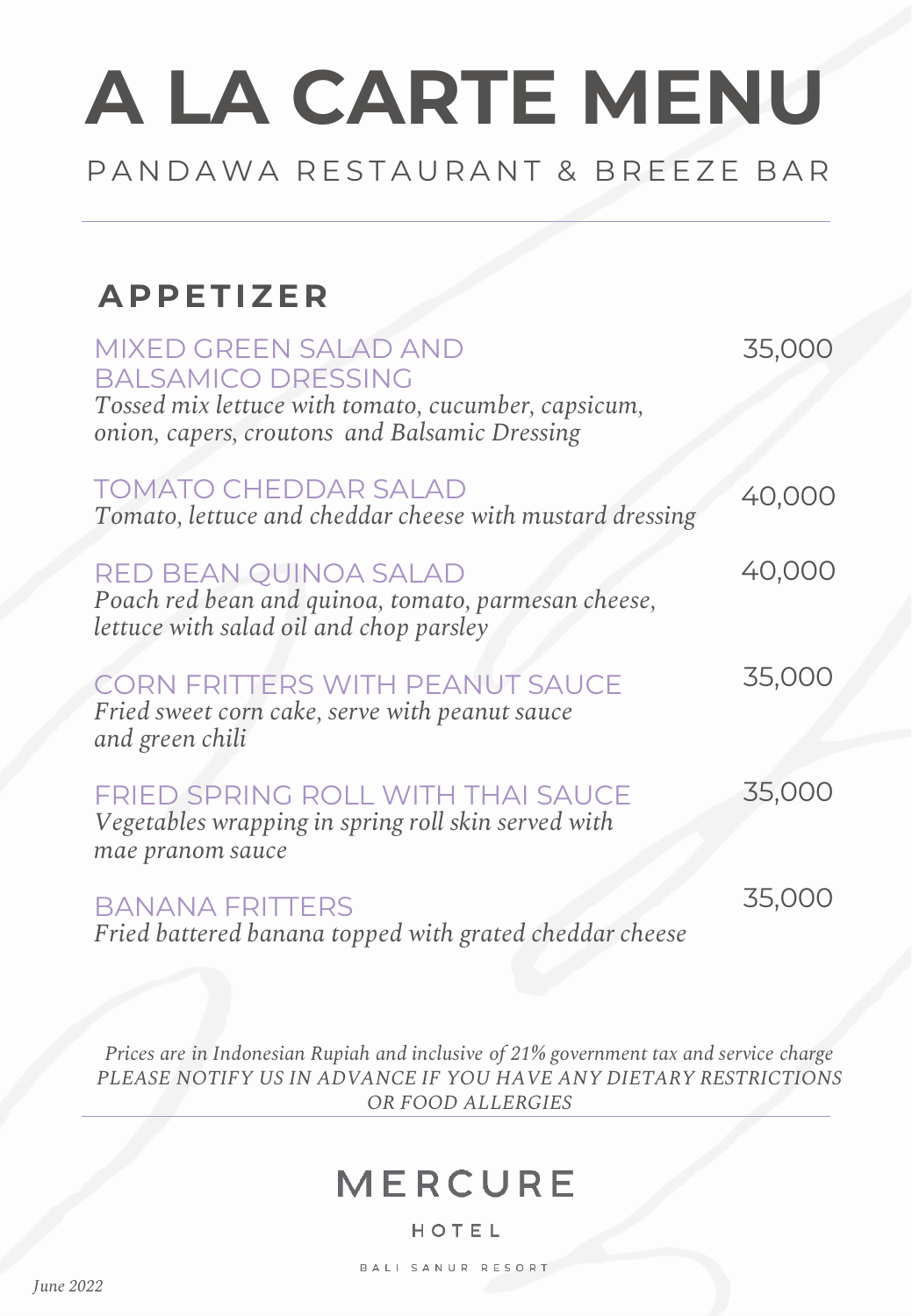# A LA CARTE MENU

PANDAWA RESTAURANT & BREEZE BAR

## APPETIZER

**MIXED GREEN SALAD AND BALSAMICO DRESSING** — 35,000

*Tossed mix lettuce with tomato, cucumber, capsicum, onion, capers, croutons and Balsamic Dressing*

**TOMATO CHEDDAR SALAD** — 40,000

*Tomato, lettuce and cheddar cheese with mustard dressing*

**RED BEAN QUINOA SALAD** — 40,000

*Poach red bean and quinoa, tomato, parmesan cheese, lettuce with salad oil and chop parsley*

**CORN FRITTERS WITH PEANUT SAUCE** — 35,000

*Fried sweet corn cake, serve with peanut sauce and green chili*

**FRIED SPRING ROLL WITH THAI SAUCE** — 35,000

*Vegetables wrapping in spring roll skin served with mae pranom sauce*

**BANANA FRITTERS** — 35,000

*Fried battered banana topped with grated cheddar cheese*

*Prices are in Indonesian Rupiah and inclusive of 21% government tax and service charge*

*PLEASE NOTIFY US IN ADVANCE IF YOU HAVE ANY DIETARY RESTRICTIONS OR FOOD ALLERGIES*

MERCURE

HOTEL

BALI SANUR RESORT

*June 2022*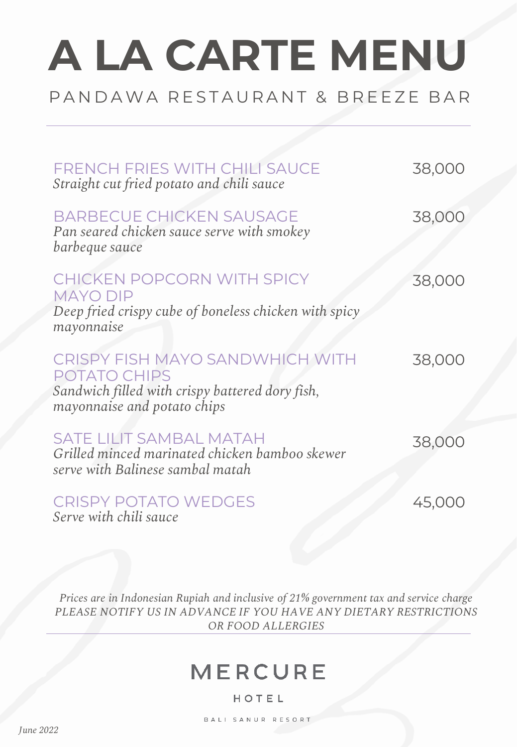# A LA CARTE MENU

## PANDAWA RESTAURANT & BREEZE BAR

---

**FRENCH FRIES WITH CHILI SAUCE** — 38,000
*Straight cut fried potato and chili sauce*

**BARBECUE CHICKEN SAUSAGE** — 38,000
*Pan seared chicken sauce serve with smokey barbeque sauce*

**CHICKEN POPCORN WITH SPICY MAYO DIP** — 38,000
*Deep fried crispy cube of boneless chicken with spicy mayonnaise*

**CRISPY FISH MAYO SANDWHICH WITH POTATO CHIPS** — 38,000
*Sandwich filled with crispy battered dory fish, mayonnaise and potato chips*

**SATE LILIT SAMBAL MATAH** — 38,000
*Grilled minced marinated chicken bamboo skewer serve with Balinese sambal matah*

**CRISPY POTATO WEDGES** — 45,000
*Serve with chili sauce*

*Prices are in Indonesian Rupiah and inclusive of 21% government tax and service charge*
*PLEASE NOTIFY US IN ADVANCE IF YOU HAVE ANY DIETARY RESTRICTIONS OR FOOD ALLERGIES*

---

MERCURE
HOTEL
BALI SANUR RESORT

*June 2022*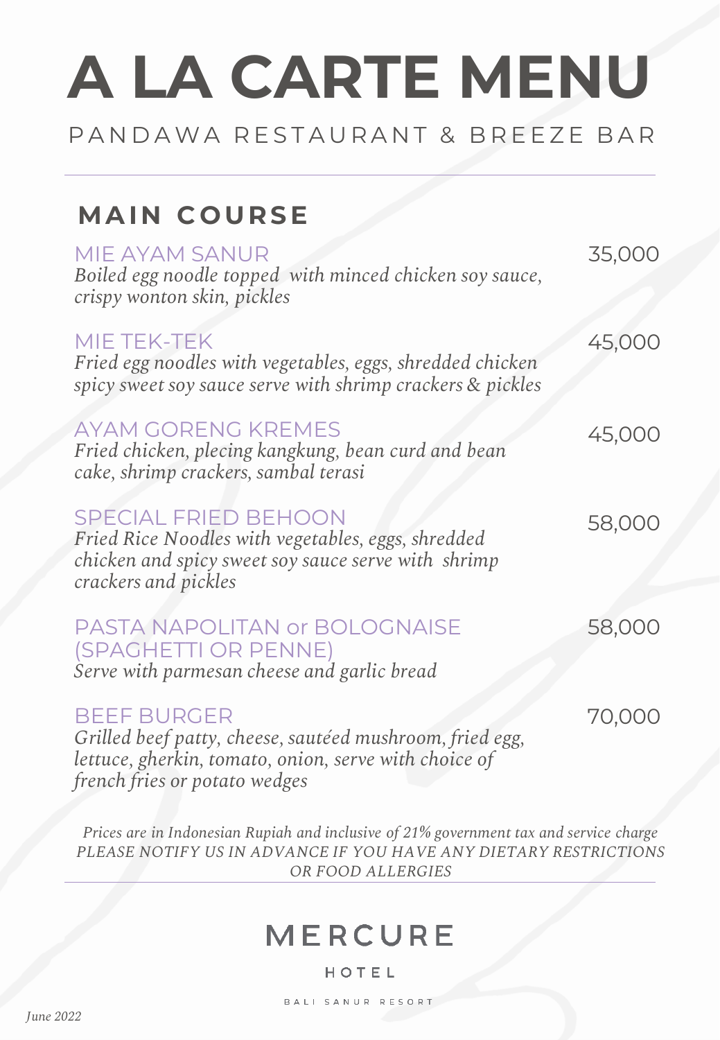# A LA CARTE MENU

PANDAWA RESTAURANT & BREEZE BAR

## MAIN COURSE

**MIE AYAM SANUR** — 35,000
*Boiled egg noodle topped with minced chicken soy sauce, crispy wonton skin, pickles*

**MIE TEK-TEK** — 45,000
*Fried egg noodles with vegetables, eggs, shredded chicken spicy sweet soy sauce serve with shrimp crackers & pickles*

**AYAM GORENG KREMES** — 45,000
*Fried chicken, plecing kangkung, bean curd and bean cake, shrimp crackers, sambal terasi*

**SPECIAL FRIED BEHOON** — 58,000
*Fried Rice Noodles with vegetables, eggs, shredded chicken and spicy sweet soy sauce serve with shrimp crackers and pickles*

**PASTA NAPOLITAN or BOLOGNAISE (SPAGHETTI OR PENNE)** — 58,000
*Serve with parmesan cheese and garlic bread*

**BEEF BURGER** — 70,000
*Grilled beef patty, cheese, sautéed mushroom, fried egg, lettuce, gherkin, tomato, onion, serve with choice of french fries or potato wedges*

*Prices are in Indonesian Rupiah and inclusive of 21% government tax and service charge*
*PLEASE NOTIFY US IN ADVANCE IF YOU HAVE ANY DIETARY RESTRICTIONS OR FOOD ALLERGIES*

MERCURE
HOTEL
BALI SANUR RESORT

*June 2022*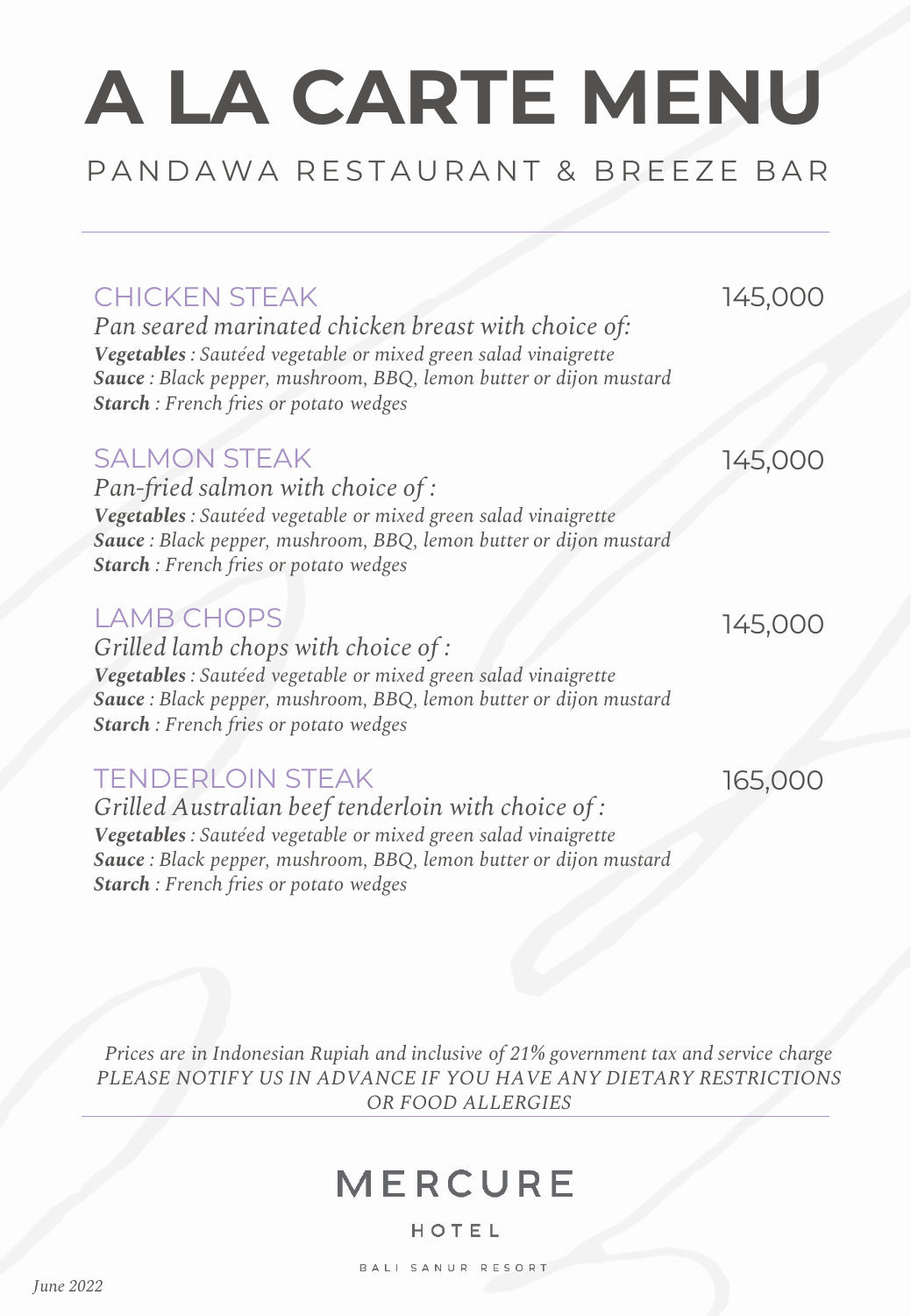# A LA CARTE MENU

## PANDAWA RESTAURANT & BREEZE BAR

---

### CHICKEN STEAK — 145,000

*Pan seared marinated chicken breast with choice of:*
***Vegetables** : Sautéed vegetable or mixed green salad vinaigrette*
***Sauce** : Black pepper, mushroom, BBQ, lemon butter or dijon mustard*
***Starch** : French fries or potato wedges*

### SALMON STEAK — 145,000

*Pan-fried salmon with choice of :*
***Vegetables** : Sautéed vegetable or mixed green salad vinaigrette*
***Sauce** : Black pepper, mushroom, BBQ, lemon butter or dijon mustard*
***Starch** : French fries or potato wedges*

### LAMB CHOPS — 145,000

*Grilled lamb chops with choice of :*
***Vegetables** : Sautéed vegetable or mixed green salad vinaigrette*
***Sauce** : Black pepper, mushroom, BBQ, lemon butter or dijon mustard*
***Starch** : French fries or potato wedges*

### TENDERLOIN STEAK — 165,000

*Grilled Australian beef tenderloin with choice of :*
***Vegetables** : Sautéed vegetable or mixed green salad vinaigrette*
***Sauce** : Black pepper, mushroom, BBQ, lemon butter or dijon mustard*
***Starch** : French fries or potato wedges*

*Prices are in Indonesian Rupiah and inclusive of 21% government tax and service charge*
*PLEASE NOTIFY US IN ADVANCE IF YOU HAVE ANY DIETARY RESTRICTIONS OR FOOD ALLERGIES*

---

MERCURE
HOTEL
BALI SANUR RESORT

*June 2022*